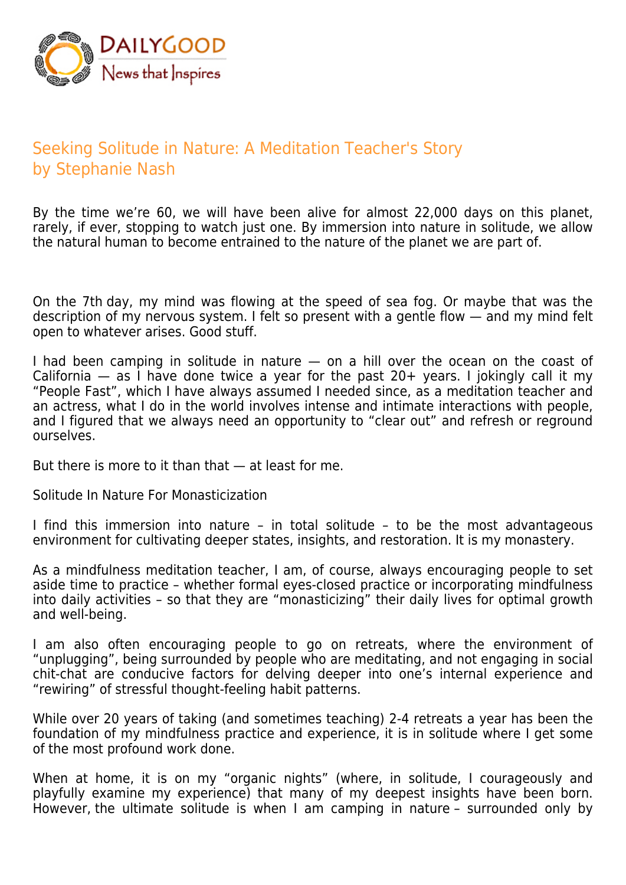# Seeking Solitude in Nature: A Meditation Teacher's Story

by Stephanie Nash

By the time we're 60, we will have been alive for almost 22,000 days on this planet, rarely, if ever, stopping to watch just one. By immersion into nature in solitude, we allow the natural human to become entrained to the nature of the planet we are part of.

On the 7th day, my mind was flowing at the speed of sea fog. Or maybe that was the description of my nervous system. I felt so present with a gentle flow — and my mind felt open to whatever arises. Good stuff.

I had been camping in solitude in nature — on a hill over the ocean on the coast of California — as I have done twice a year for the past 20+ years. I jokingly call it my "People Fast", which I have always assumed I needed since, as a meditation teacher and an actress, what I do in the world involves intense and intimate interactions with people, and I figured that we always need an opportunity to "clear out" and refresh or reground ourselves.

But there is more to it than that — at least for me.

## Solitude In Nature For Monasticization

I find this immersion into nature – in total solitude – to be the most advantageous environment for cultivating deeper states, insights, and restoration. It is my monastery.

As a mindfulness meditation teacher, I am, of course, always encouraging people to set aside time to practice – whether formal eyes-closed practice or incorporating mindfulness into daily activities – so that they are "monasticizing" their daily lives for optimal growth and well-being.

I am also often encouraging people to go on retreats, where the environment of "unplugging", being surrounded by people who are meditating, and not engaging in social chit-chat are conducive factors for delving deeper into one's internal experience and "rewiring" of stressful thought-feeling habit patterns.

While over 20 years of taking (and sometimes teaching) 2-4 retreats a year has been the foundation of my mindfulness practice and experience, it is in solitude where I get some of the most profound work done.

When at home, it is on my "organic nights" (where, in solitude, I courageously and playfully examine my experience) that many of my deepest insights have been born. However, the ultimate solitude is when I am camping in nature – surrounded only by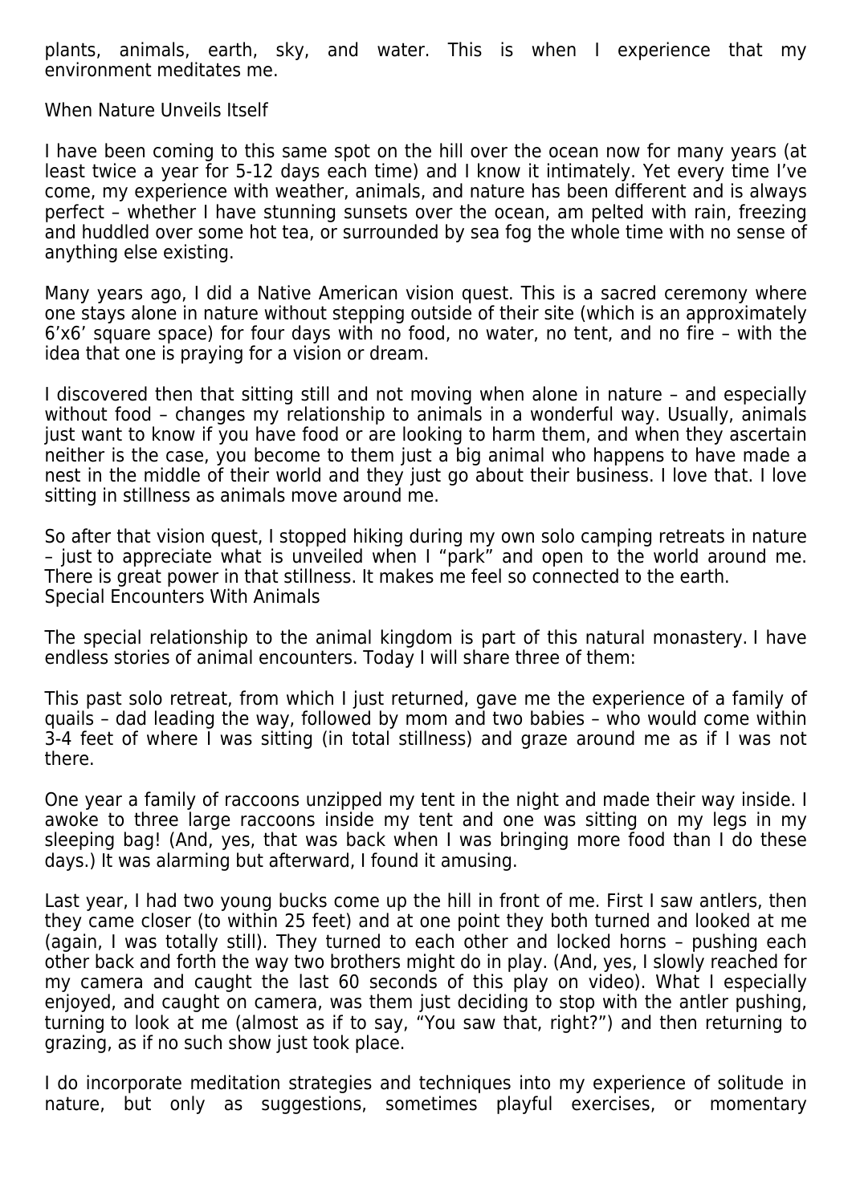plants, animals, earth, sky, and water. This is when I experience that my environment meditates me.

## When Nature Unveils Itself

I have been coming to this same spot on the hill over the ocean now for many years (at least twice a year for 5-12 days each time) and I know it intimately. Yet every time I've come, my experience with weather, animals, and nature has been different and is always perfect – whether I have stunning sunsets over the ocean, am pelted with rain, freezing and huddled over some hot tea, or surrounded by sea fog the whole time with no sense of anything else existing.

Many years ago, I did a Native American vision quest. This is a sacred ceremony where one stays alone in nature without stepping outside of their site (which is an approximately 6'x6' square space) for four days with no food, no water, no tent, and no fire – with the idea that one is praying for a vision or dream.

I discovered then that sitting still and not moving when alone in nature – and especially without food – changes my relationship to animals in a wonderful way. Usually, animals just want to know if you have food or are looking to harm them, and when they ascertain neither is the case, you become to them just a big animal who happens to have made a nest in the middle of their world and they just go about their business. I love that. I love sitting in stillness as animals move around me.

So after that vision quest, I stopped hiking during my own solo camping retreats in nature – just to appreciate what is unveiled when I "park" and open to the world around me. There is great power in that stillness. It makes me feel so connected to the earth.

## Special Encounters With Animals

The special relationship to the animal kingdom is part of this natural monastery. I have endless stories of animal encounters. Today I will share three of them:

This past solo retreat, from which I just returned, gave me the experience of a family of quails – dad leading the way, followed by mom and two babies – who would come within 3-4 feet of where I was sitting (in total stillness) and graze around me as if I was not there.

One year a family of raccoons unzipped my tent in the night and made their way inside. I awoke to three large raccoons inside my tent and one was sitting on my legs in my sleeping bag! (And, yes, that was back when I was bringing more food than I do these days.) It was alarming but afterward, I found it amusing.

Last year, I had two young bucks come up the hill in front of me. First I saw antlers, then they came closer (to within 25 feet) and at one point they both turned and looked at me (again, I was totally still). They turned to each other and locked horns – pushing each other back and forth the way two brothers might do in play. (And, yes, I slowly reached for my camera and caught the last 60 seconds of this play on video). What I especially enjoyed, and caught on camera, was them just deciding to stop with the antler pushing, turning to look at me (almost as if to say, "You saw that, right?") and then returning to grazing, as if no such show just took place.

I do incorporate meditation strategies and techniques into my experience of solitude in nature, but only as suggestions, sometimes playful exercises, or momentary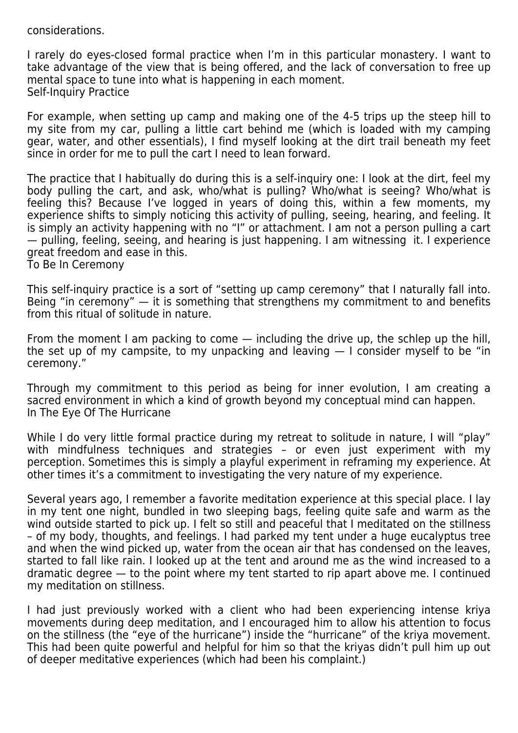considerations.

I rarely do eyes-closed formal practice when I'm in this particular monastery. I want to take advantage of the view that is being offered, and the lack of conversation to free up mental space to tune into what is happening in each moment.

## Self-Inquiry Practice

For example, when setting up camp and making one of the 4-5 trips up the steep hill to my site from my car, pulling a little cart behind me (which is loaded with my camping gear, water, and other essentials), I find myself looking at the dirt trail beneath my feet since in order for me to pull the cart I need to lean forward.

The practice that I habitually do during this is a self-inquiry one: I look at the dirt, feel my body pulling the cart, and ask, who/what is pulling? Who/what is seeing? Who/what is feeling this? Because I've logged in years of doing this, within a few moments, my experience shifts to simply noticing this activity of pulling, seeing, hearing, and feeling. It is simply an activity happening with no "I" or attachment. I am not a person pulling a cart — pulling, feeling, seeing, and hearing is just happening. I am witnessing it. I experience great freedom and ease in this.

## To Be In Ceremony

This self-inquiry practice is a sort of "setting up camp ceremony" that I naturally fall into. Being "in ceremony" — it is something that strengthens my commitment to and benefits from this ritual of solitude in nature.

From the moment I am packing to come — including the drive up, the schlep up the hill, the set up of my campsite, to my unpacking and leaving — I consider myself to be "in ceremony."

Through my commitment to this period as being for inner evolution, I am creating a sacred environment in which a kind of growth beyond my conceptual mind can happen.

## In The Eye Of The Hurricane

While I do very little formal practice during my retreat to solitude in nature, I will "play" with mindfulness techniques and strategies – or even just experiment with my perception. Sometimes this is simply a playful experiment in reframing my experience. At other times it's a commitment to investigating the very nature of my experience.

Several years ago, I remember a favorite meditation experience at this special place. I lay in my tent one night, bundled in two sleeping bags, feeling quite safe and warm as the wind outside started to pick up. I felt so still and peaceful that I meditated on the stillness – of my body, thoughts, and feelings. I had parked my tent under a huge eucalyptus tree and when the wind picked up, water from the ocean air that has condensed on the leaves, started to fall like rain. I looked up at the tent and around me as the wind increased to a dramatic degree — to the point where my tent started to rip apart above me. I continued my meditation on stillness.

I had just previously worked with a client who had been experiencing intense kriya movements during deep meditation, and I encouraged him to allow his attention to focus on the stillness (the "eye of the hurricane") inside the "hurricane" of the kriya movement. This had been quite powerful and helpful for him so that the kriyas didn't pull him up out of deeper meditative experiences (which had been his complaint.)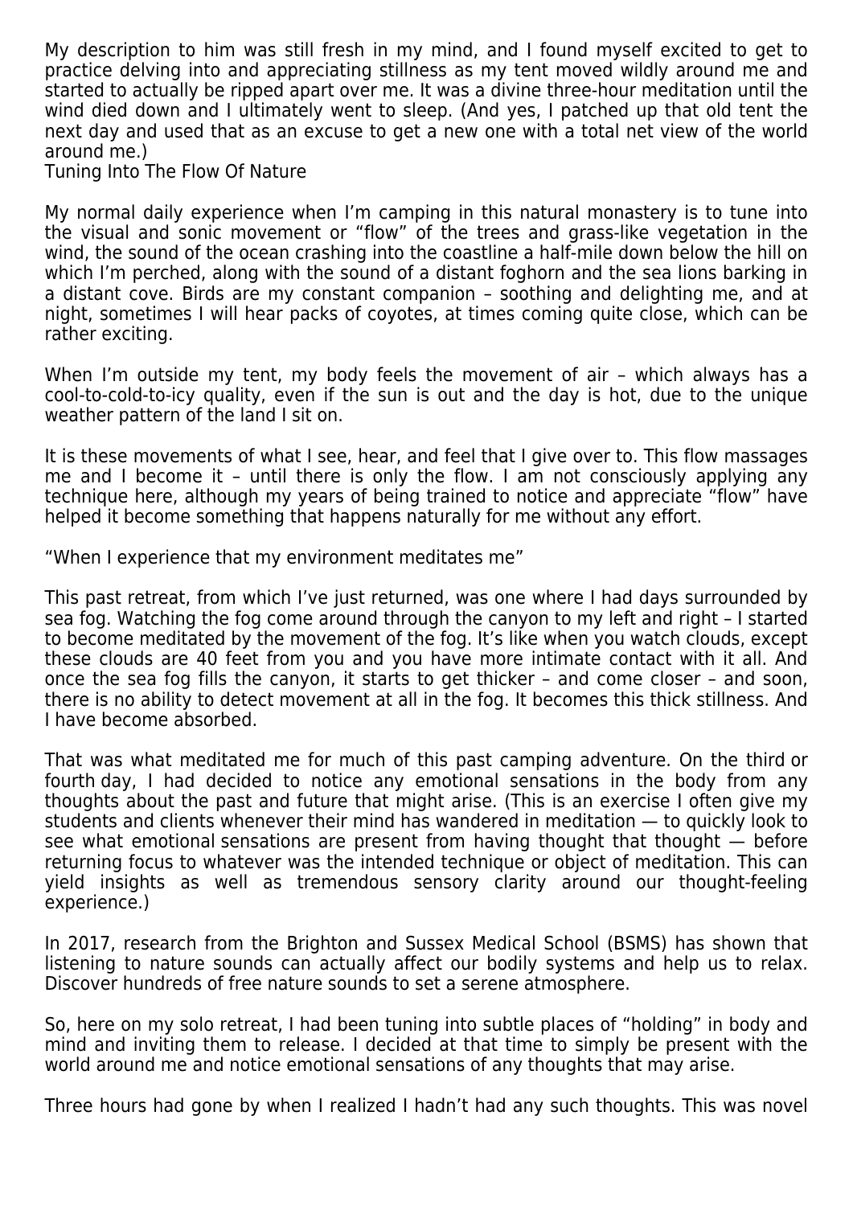My description to him was still fresh in my mind, and I found myself excited to get to practice delving into and appreciating stillness as my tent moved wildly around me and started to actually be ripped apart over me. It was a divine three-hour meditation until the wind died down and I ultimately went to sleep. (And yes, I patched up that old tent the next day and used that as an excuse to get a new one with a total net view of the world around me.)

## Tuning Into The Flow Of Nature

My normal daily experience when I'm camping in this natural monastery is to tune into the visual and sonic movement or "flow" of the trees and grass-like vegetation in the wind, the sound of the ocean crashing into the coastline a half-mile down below the hill on which I'm perched, along with the sound of a distant foghorn and the sea lions barking in a distant cove. Birds are my constant companion – soothing and delighting me, and at night, sometimes I will hear packs of coyotes, at times coming quite close, which can be rather exciting.

When I'm outside my tent, my body feels the movement of air – which always has a cool-to-cold-to-icy quality, even if the sun is out and the day is hot, due to the unique weather pattern of the land I sit on.

It is these movements of what I see, hear, and feel that I give over to. This flow massages me and I become it – until there is only the flow. I am not consciously applying any technique here, although my years of being trained to notice and appreciate "flow" have helped it become something that happens naturally for me without any effort.

"When I experience that my environment meditates me"

This past retreat, from which I've just returned, was one where I had days surrounded by sea fog. Watching the fog come around through the canyon to my left and right – I started to become meditated by the movement of the fog. It's like when you watch clouds, except these clouds are 40 feet from you and you have more intimate contact with it all. And once the sea fog fills the canyon, it starts to get thicker – and come closer – and soon, there is no ability to detect movement at all in the fog. It becomes this thick stillness. And I have become absorbed.

That was what meditated me for much of this past camping adventure. On the third or fourth day, I had decided to notice any emotional sensations in the body from any thoughts about the past and future that might arise. (This is an exercise I often give my students and clients whenever their mind has wandered in meditation — to quickly look to see what emotional sensations are present from having thought that thought — before returning focus to whatever was the intended technique or object of meditation. This can yield insights as well as tremendous sensory clarity around our thought-feeling experience.)

In 2017, research from the Brighton and Sussex Medical School (BSMS) has shown that listening to nature sounds can actually affect our bodily systems and help us to relax. Discover hundreds of free nature sounds to set a serene atmosphere.

So, here on my solo retreat, I had been tuning into subtle places of "holding" in body and mind and inviting them to release. I decided at that time to simply be present with the world around me and notice emotional sensations of any thoughts that may arise.

Three hours had gone by when I realized I hadn't had any such thoughts. This was novel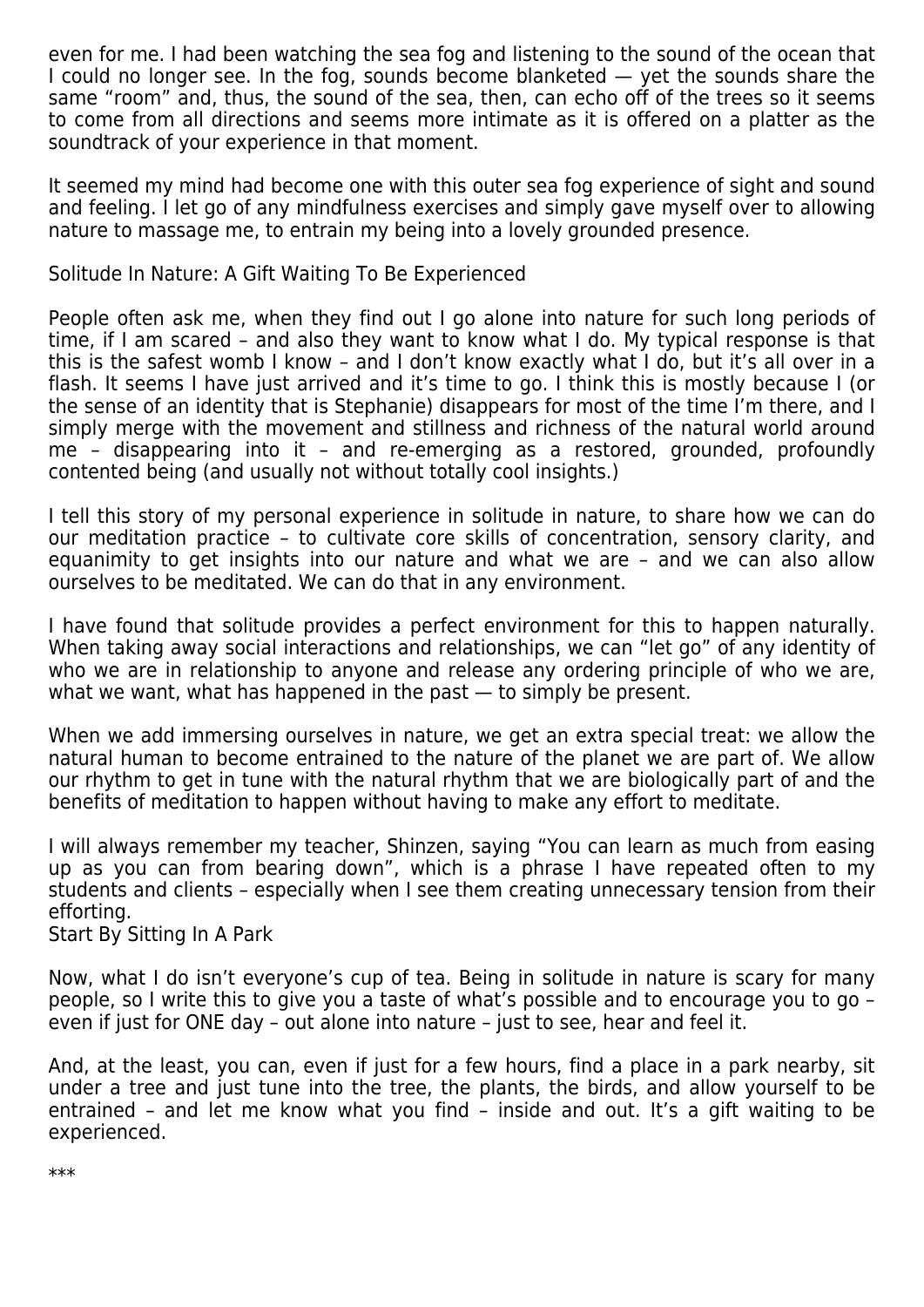even for me. I had been watching the sea fog and listening to the sound of the ocean that I could no longer see. In the fog, sounds become blanketed — yet the sounds share the same "room" and, thus, the sound of the sea, then, can echo off of the trees so it seems to come from all directions and seems more intimate as it is offered on a platter as the soundtrack of your experience in that moment.

It seemed my mind had become one with this outer sea fog experience of sight and sound and feeling. I let go of any mindfulness exercises and simply gave myself over to allowing nature to massage me, to entrain my being into a lovely grounded presence.

## Solitude In Nature: A Gift Waiting To Be Experienced

People often ask me, when they find out I go alone into nature for such long periods of time, if I am scared – and also they want to know what I do. My typical response is that this is the safest womb I know – and I don't know exactly what I do, but it's all over in a flash. It seems I have just arrived and it's time to go. I think this is mostly because I (or the sense of an identity that is Stephanie) disappears for most of the time I'm there, and I simply merge with the movement and stillness and richness of the natural world around me – disappearing into it – and re-emerging as a restored, grounded, profoundly contented being (and usually not without totally cool insights.)

I tell this story of my personal experience in solitude in nature, to share how we can do our meditation practice – to cultivate core skills of concentration, sensory clarity, and equanimity to get insights into our nature and what we are – and we can also allow ourselves to be meditated. We can do that in any environment.

I have found that solitude provides a perfect environment for this to happen naturally. When taking away social interactions and relationships, we can "let go" of any identity of who we are in relationship to anyone and release any ordering principle of who we are, what we want, what has happened in the past — to simply be present.

When we add immersing ourselves in nature, we get an extra special treat: we allow the natural human to become entrained to the nature of the planet we are part of. We allow our rhythm to get in tune with the natural rhythm that we are biologically part of and the benefits of meditation to happen without having to make any effort to meditate.

I will always remember my teacher, Shinzen, saying "You can learn as much from easing up as you can from bearing down", which is a phrase I have repeated often to my students and clients – especially when I see them creating unnecessary tension from their efforting.

## Start By Sitting In A Park

Now, what I do isn't everyone's cup of tea. Being in solitude in nature is scary for many people, so I write this to give you a taste of what's possible and to encourage you to go – even if just for ONE day – out alone into nature – just to see, hear and feel it.

And, at the least, you can, even if just for a few hours, find a place in a park nearby, sit under a tree and just tune into the tree, the plants, the birds, and allow yourself to be entrained – and let me know what you find – inside and out. It's a gift waiting to be experienced.

***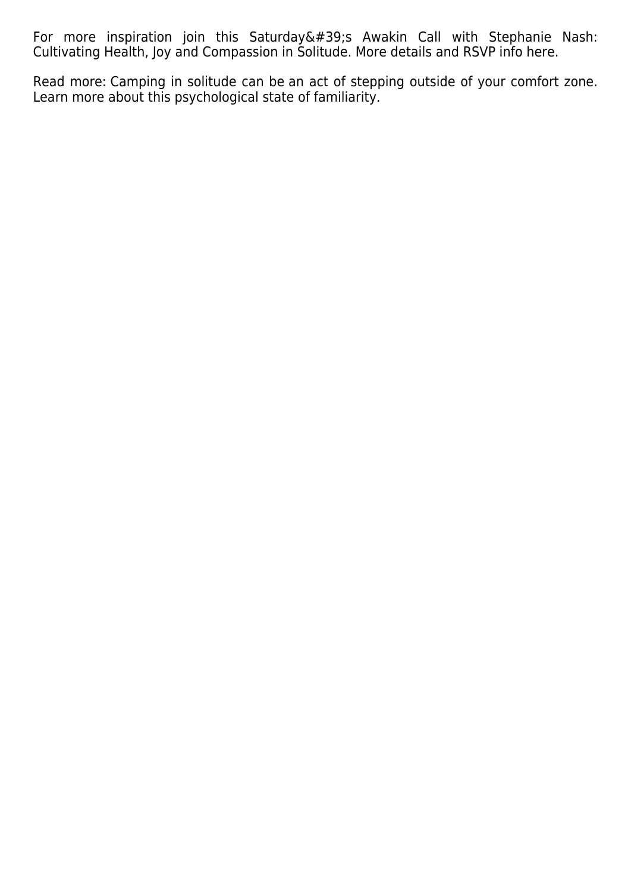For more inspiration join this Saturday&#39;s Awakin Call with Stephanie Nash: Cultivating Health, Joy and Compassion in Solitude. More details and RSVP info here.

Read more: Camping in solitude can be an act of stepping outside of your comfort zone. Learn more about this psychological state of familiarity.